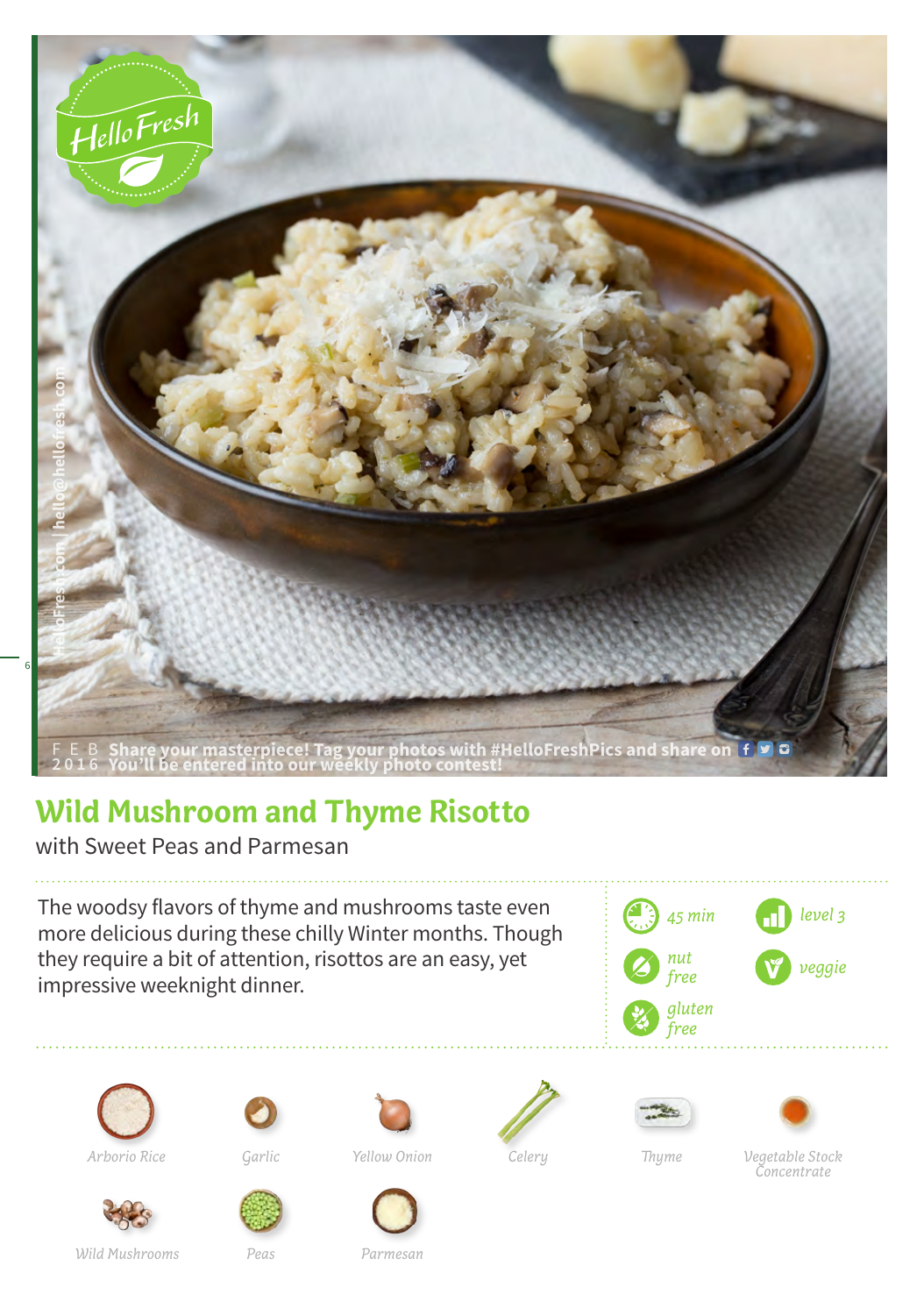FEB 2016 Share your masterpiece! Tag your photos with #HelloFreshPics and share on
You'll be entered into our weekly photo contest!

# Wild Mushroom and Thyme Risotto

with Sweet Peas and Parmesan

The woodsy flavors of thyme and mushrooms taste even more delicious during these chilly Winter months. Though they require a bit of attention, risottos are an easy, yet impressive weeknight dinner.

*45 min*

*level 3*

*nut free*

*veggie*

*gluten free*

*Arborio Rice*

*Garlic*

*Yellow Onion*

*Celery*

*Thyme*

*Vegetable Stock Concentrate*

*Wild Mushrooms*

*Peas*

*Parmesan*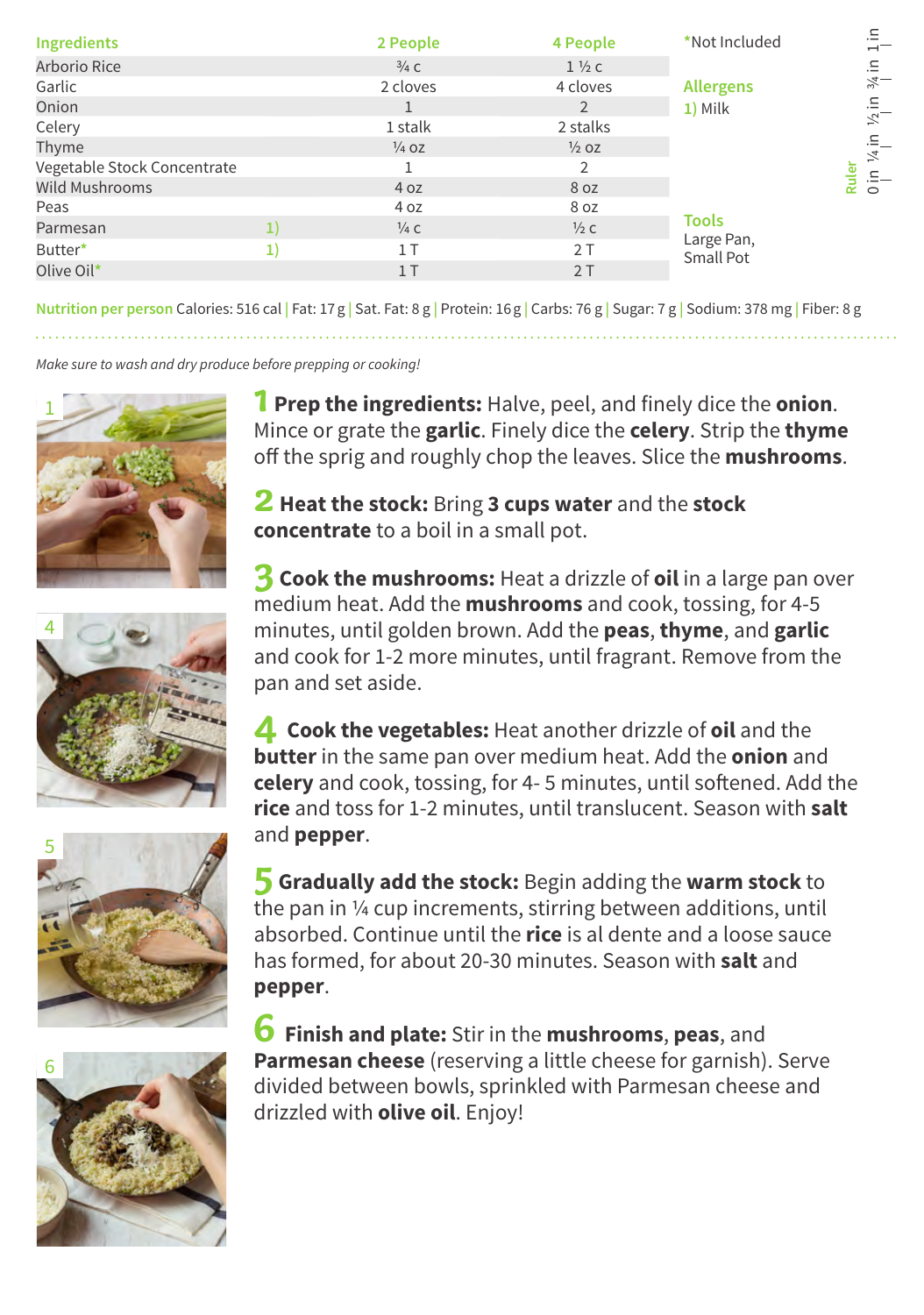| Ingredients | | 2 People | 4 People |
|---|---|---|---|
| Arborio Rice | | ¾ c | 1 ½ c |
| Garlic | | 2 cloves | 4 cloves |
| Onion | | 1 | 2 |
| Celery | | 1 stalk | 2 stalks |
| Thyme | | ¼ oz | ½ oz |
| Vegetable Stock Concentrate | | 1 | 2 |
| Wild Mushrooms | | 4 oz | 8 oz |
| Peas | | 4 oz | 8 oz |
| Parmesan | 1) | ¼ c | ½ c |
| Butter* | 1) | 1 T | 2 T |
| Olive Oil* | | 1 T | 2 T |

*Not Included

**Allergens**
1) Milk

**Tools**
Large Pan, Small Pot

Ruler
0 in ¼ in ½ in ¾ in 1 in

**Nutrition per person** Calories: 516 cal | Fat: 17 g | Sat. Fat: 8 g | Protein: 16 g | Carbs: 76 g | Sugar: 7 g | Sodium: 378 mg | Fiber: 8 g

*Make sure to wash and dry produce before prepping or cooking!*

1 **Prep the ingredients:** Halve, peel, and finely dice the **onion**. Mince or grate the **garlic**. Finely dice the **celery**. Strip the **thyme** off the sprig and roughly chop the leaves. Slice the **mushrooms**.

2 **Heat the stock:** Bring **3 cups water** and the **stock concentrate** to a boil in a small pot.

3 **Cook the mushrooms:** Heat a drizzle of **oil** in a large pan over medium heat. Add the **mushrooms** and cook, tossing, for 4-5 minutes, until golden brown. Add the **peas**, **thyme**, and **garlic** and cook for 1-2 more minutes, until fragrant. Remove from the pan and set aside.

4 **Cook the vegetables:** Heat another drizzle of **oil** and the **butter** in the same pan over medium heat. Add the **onion** and **celery** and cook, tossing, for 4- 5 minutes, until softened. Add the **rice** and toss for 1-2 minutes, until translucent. Season with **salt** and **pepper**.

5 **Gradually add the stock:** Begin adding the **warm stock** to the pan in ¼ cup increments, stirring between additions, until absorbed. Continue until the **rice** is al dente and a loose sauce has formed, for about 20-30 minutes. Season with **salt** and **pepper**.

6 **Finish and plate:** Stir in the **mushrooms**, **peas**, and **Parmesan cheese** (reserving a little cheese for garnish). Serve divided between bowls, sprinkled with Parmesan cheese and drizzled with **olive oil**. Enjoy!